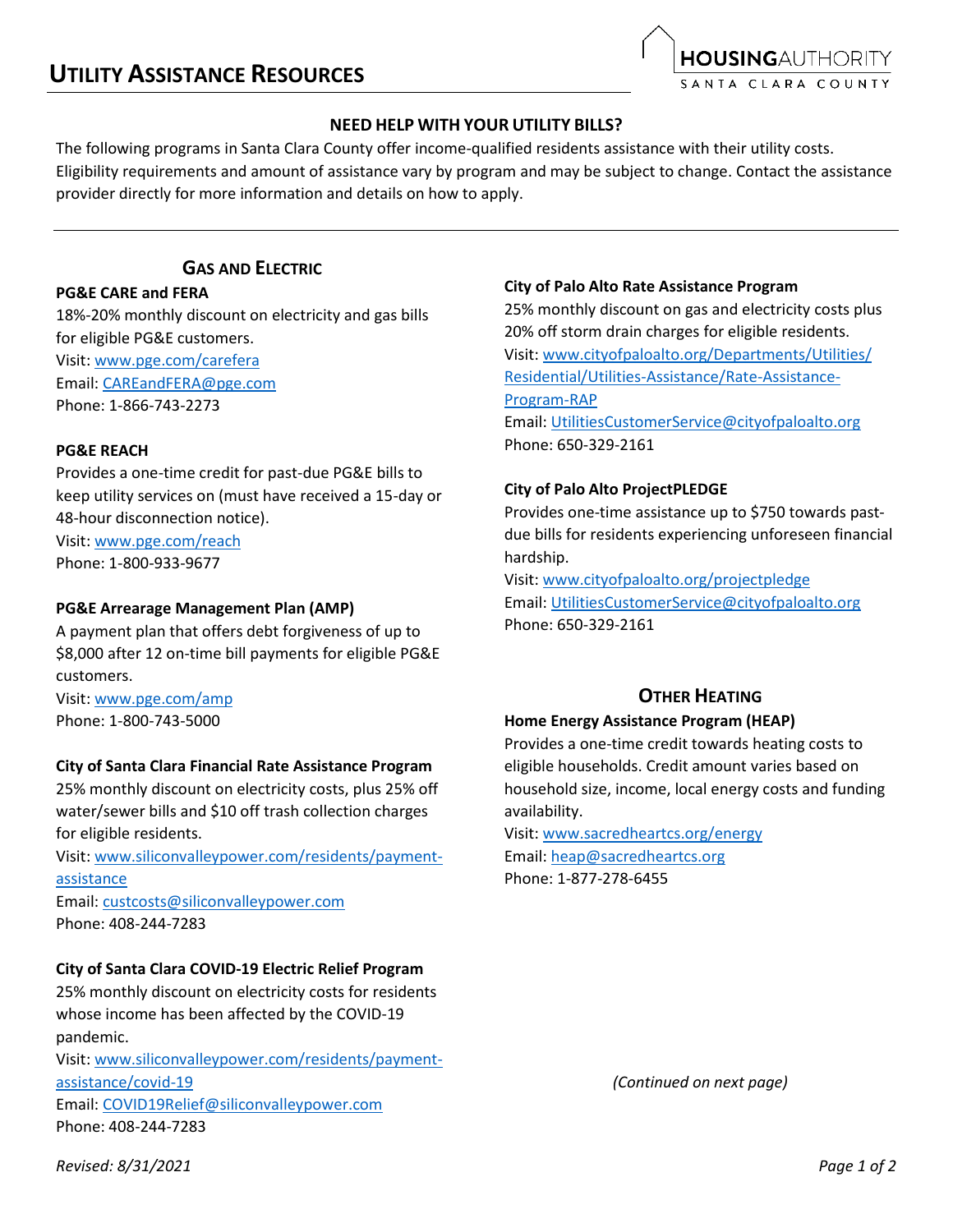# Utility Assistance Resources

HOUSINGAUTHORITY SANTA CLARA COUNTY

## NEED HELP WITH YOUR UTILITY BILLS?

The following programs in Santa Clara County offer income-qualified residents assistance with their utility costs. Eligibility requirements and amount of assistance vary by program and may be subject to change. Contact the assistance provider directly for more information and details on how to apply.

## Gas and Electric

**PG&E CARE and FERA**

18%-20% monthly discount on electricity and gas bills for eligible PG&E customers.
Visit: www.pge.com/carefera
Email: CAREandFERA@pge.com
Phone: 1-866-743-2273

**PG&E REACH**

Provides a one-time credit for past-due PG&E bills to keep utility services on (must have received a 15-day or 48-hour disconnection notice).
Visit: www.pge.com/reach
Phone: 1-800-933-9677

**PG&E Arrearage Management Plan (AMP)**

A payment plan that offers debt forgiveness of up to $8,000 after 12 on-time bill payments for eligible PG&E customers.
Visit: www.pge.com/amp
Phone: 1-800-743-5000

**City of Santa Clara Financial Rate Assistance Program**

25% monthly discount on electricity costs, plus 25% off water/sewer bills and $10 off trash collection charges for eligible residents.
Visit: www.siliconvalleypower.com/residents/payment-assistance
Email: custcosts@siliconvalleypower.com
Phone: 408-244-7283

**City of Santa Clara COVID-19 Electric Relief Program**

25% monthly discount on electricity costs for residents whose income has been affected by the COVID-19 pandemic.
Visit: www.siliconvalleypower.com/residents/payment-assistance/covid-19
Email: COVID19Relief@siliconvalleypower.com
Phone: 408-244-7283

**City of Palo Alto Rate Assistance Program**

25% monthly discount on gas and electricity costs plus 20% off storm drain charges for eligible residents.
Visit: www.cityofpaloalto.org/Departments/Utilities/Residential/Utilities-Assistance/Rate-Assistance-Program-RAP
Email: UtilitiesCustomerService@cityofpaloalto.org
Phone: 650-329-2161

**City of Palo Alto ProjectPLEDGE**

Provides one-time assistance up to $750 towards past-due bills for residents experiencing unforeseen financial hardship.
Visit: www.cityofpaloalto.org/projectpledge
Email: UtilitiesCustomerService@cityofpaloalto.org
Phone: 650-329-2161

## Other Heating

**Home Energy Assistance Program (HEAP)**

Provides a one-time credit towards heating costs to eligible households. Credit amount varies based on household size, income, local energy costs and funding availability.
Visit: www.sacredheartcs.org/energy
Email: heap@sacredheartcs.org
Phone: 1-877-278-6455

*(Continued on next page)*

*Revised: 8/31/2021*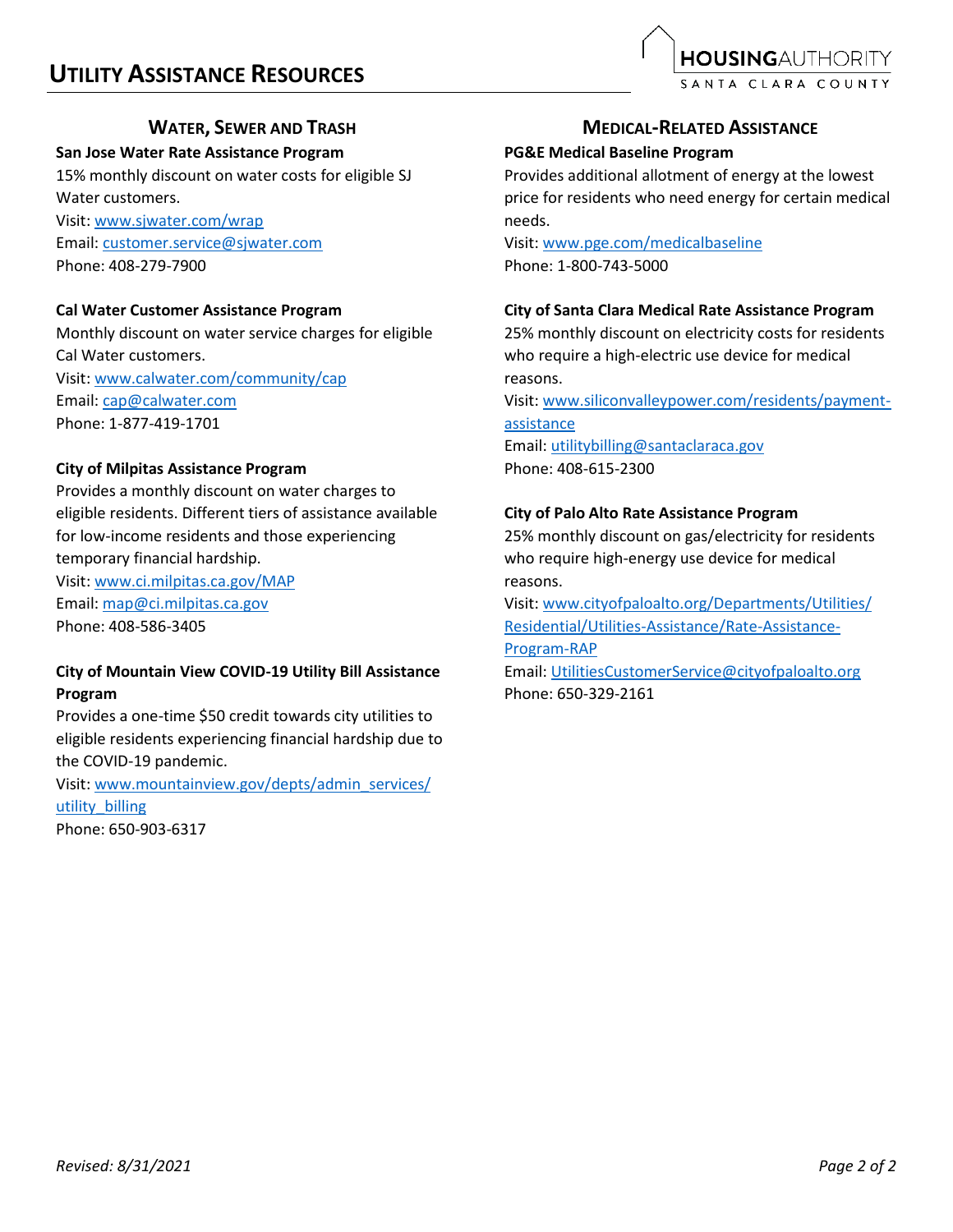# UTILITY ASSISTANCE RESOURCES

## WATER, SEWER AND TRASH

**San Jose Water Rate Assistance Program**

15% monthly discount on water costs for eligible SJ Water customers.

Visit: www.sjwater.com/wrap
Email: customer.service@sjwater.com
Phone: 408-279-7900

**Cal Water Customer Assistance Program**

Monthly discount on water service charges for eligible Cal Water customers.

Visit: www.calwater.com/community/cap
Email: cap@calwater.com
Phone: 1-877-419-1701

**City of Milpitas Assistance Program**

Provides a monthly discount on water charges to eligible residents. Different tiers of assistance available for low-income residents and those experiencing temporary financial hardship.

Visit: www.ci.milpitas.ca.gov/MAP
Email: map@ci.milpitas.ca.gov
Phone: 408-586-3405

**City of Mountain View COVID-19 Utility Bill Assistance Program**

Provides a one-time $50 credit towards city utilities to eligible residents experiencing financial hardship due to the COVID-19 pandemic.

Visit: www.mountainview.gov/depts/admin_services/utility_billing
Phone: 650-903-6317

## MEDICAL-RELATED ASSISTANCE

**PG&E Medical Baseline Program**

Provides additional allotment of energy at the lowest price for residents who need energy for certain medical needs.

Visit: www.pge.com/medicalbaseline
Phone: 1-800-743-5000

**City of Santa Clara Medical Rate Assistance Program**

25% monthly discount on electricity costs for residents who require a high-electric use device for medical reasons.

Visit: www.siliconvalleypower.com/residents/payment-assistance
Email: utilitybilling@santaclaraca.gov
Phone: 408-615-2300

**City of Palo Alto Rate Assistance Program**

25% monthly discount on gas/electricity for residents who require high-energy use device for medical reasons.

Visit: www.cityofpaloalto.org/Departments/Utilities/Residential/Utilities-Assistance/Rate-Assistance-Program-RAP
Email: UtilitiesCustomerService@cityofpaloalto.org
Phone: 650-329-2161

*Revised: 8/31/2021*